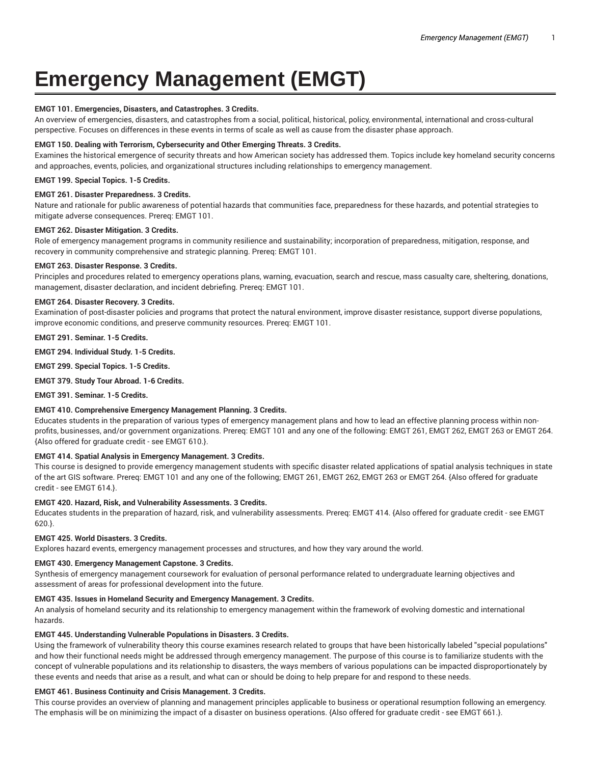# Emergency Management (EMGT)

**EMGT 101. Emergencies, Disasters, and Catastrophes. 3 Credits.**
An overview of emergencies, disasters, and catastrophes from a social, political, historical, policy, environmental, international and cross-cultural perspective. Focuses on differences in these events in terms of scale as well as cause from the disaster phase approach.

**EMGT 150. Dealing with Terrorism, Cybersecurity and Other Emerging Threats. 3 Credits.**
Examines the historical emergence of security threats and how American society has addressed them. Topics include key homeland security concerns and approaches, events, policies, and organizational structures including relationships to emergency management.

**EMGT 199. Special Topics. 1-5 Credits.**

**EMGT 261. Disaster Preparedness. 3 Credits.**
Nature and rationale for public awareness of potential hazards that communities face, preparedness for these hazards, and potential strategies to mitigate adverse consequences. Prereq: EMGT 101.

**EMGT 262. Disaster Mitigation. 3 Credits.**
Role of emergency management programs in community resilience and sustainability; incorporation of preparedness, mitigation, response, and recovery in community comprehensive and strategic planning. Prereq: EMGT 101.

**EMGT 263. Disaster Response. 3 Credits.**
Principles and procedures related to emergency operations plans, warning, evacuation, search and rescue, mass casualty care, sheltering, donations, management, disaster declaration, and incident debriefing. Prereq: EMGT 101.

**EMGT 264. Disaster Recovery. 3 Credits.**
Examination of post-disaster policies and programs that protect the natural environment, improve disaster resistance, support diverse populations, improve economic conditions, and preserve community resources. Prereq: EMGT 101.

**EMGT 291. Seminar. 1-5 Credits.**

**EMGT 294. Individual Study. 1-5 Credits.**

**EMGT 299. Special Topics. 1-5 Credits.**

**EMGT 379. Study Tour Abroad. 1-6 Credits.**

**EMGT 391. Seminar. 1-5 Credits.**

**EMGT 410. Comprehensive Emergency Management Planning. 3 Credits.**
Educates students in the preparation of various types of emergency management plans and how to lead an effective planning process within non-profits, businesses, and/or government organizations. Prereq: EMGT 101 and any one of the following: EMGT 261, EMGT 262, EMGT 263 or EMGT 264. {Also offered for graduate credit - see EMGT 610.}.

**EMGT 414. Spatial Analysis in Emergency Management. 3 Credits.**
This course is designed to provide emergency management students with specific disaster related applications of spatial analysis techniques in state of the art GIS software. Prereq: EMGT 101 and any one of the following; EMGT 261, EMGT 262, EMGT 263 or EMGT 264. {Also offered for graduate credit - see EMGT 614.}.

**EMGT 420. Hazard, Risk, and Vulnerability Assessments. 3 Credits.**
Educates students in the preparation of hazard, risk, and vulnerability assessments. Prereq: EMGT 414. {Also offered for graduate credit - see EMGT 620.}.

**EMGT 425. World Disasters. 3 Credits.**
Explores hazard events, emergency management processes and structures, and how they vary around the world.

**EMGT 430. Emergency Management Capstone. 3 Credits.**
Synthesis of emergency management coursework for evaluation of personal performance related to undergraduate learning objectives and assessment of areas for professional development into the future.

**EMGT 435. Issues in Homeland Security and Emergency Management. 3 Credits.**
An analysis of homeland security and its relationship to emergency management within the framework of evolving domestic and international hazards.

**EMGT 445. Understanding Vulnerable Populations in Disasters. 3 Credits.**
Using the framework of vulnerability theory this course examines research related to groups that have been historically labeled "special populations" and how their functional needs might be addressed through emergency management. The purpose of this course is to familiarize students with the concept of vulnerable populations and its relationship to disasters, the ways members of various populations can be impacted disproportionately by these events and needs that arise as a result, and what can or should be doing to help prepare for and respond to these needs.

**EMGT 461. Business Continuity and Crisis Management. 3 Credits.**
This course provides an overview of planning and management principles applicable to business or operational resumption following an emergency. The emphasis will be on minimizing the impact of a disaster on business operations. {Also offered for graduate credit - see EMGT 661.}.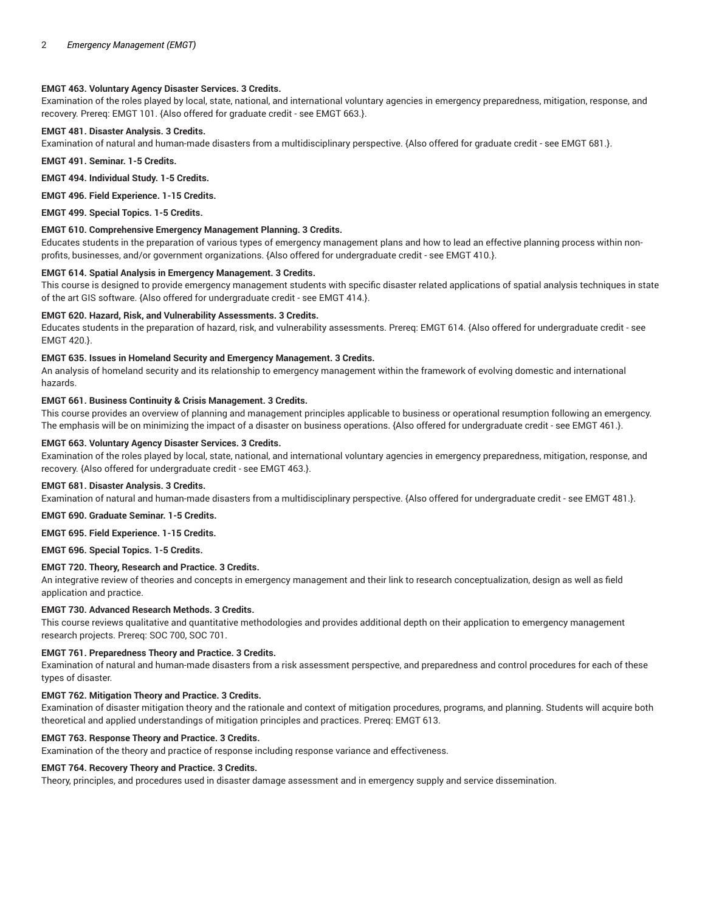**EMGT 463. Voluntary Agency Disaster Services. 3 Credits.**
Examination of the roles played by local, state, national, and international voluntary agencies in emergency preparedness, mitigation, response, and recovery. Prereq: EMGT 101. {Also offered for graduate credit - see EMGT 663.}.

**EMGT 481. Disaster Analysis. 3 Credits.**
Examination of natural and human-made disasters from a multidisciplinary perspective. {Also offered for graduate credit - see EMGT 681.}.

**EMGT 491. Seminar. 1-5 Credits.**

**EMGT 494. Individual Study. 1-5 Credits.**

**EMGT 496. Field Experience. 1-15 Credits.**

**EMGT 499. Special Topics. 1-5 Credits.**

**EMGT 610. Comprehensive Emergency Management Planning. 3 Credits.**
Educates students in the preparation of various types of emergency management plans and how to lead an effective planning process within non-profits, businesses, and/or government organizations. {Also offered for undergraduate credit - see EMGT 410.}.

**EMGT 614. Spatial Analysis in Emergency Management. 3 Credits.**
This course is designed to provide emergency management students with specific disaster related applications of spatial analysis techniques in state of the art GIS software. {Also offered for undergraduate credit - see EMGT 414.}.

**EMGT 620. Hazard, Risk, and Vulnerability Assessments. 3 Credits.**
Educates students in the preparation of hazard, risk, and vulnerability assessments. Prereq: EMGT 614. {Also offered for undergraduate credit - see EMGT 420.}.

**EMGT 635. Issues in Homeland Security and Emergency Management. 3 Credits.**
An analysis of homeland security and its relationship to emergency management within the framework of evolving domestic and international hazards.

**EMGT 661. Business Continuity & Crisis Management. 3 Credits.**
This course provides an overview of planning and management principles applicable to business or operational resumption following an emergency. The emphasis will be on minimizing the impact of a disaster on business operations. {Also offered for undergraduate credit - see EMGT 461.}.

**EMGT 663. Voluntary Agency Disaster Services. 3 Credits.**
Examination of the roles played by local, state, national, and international voluntary agencies in emergency preparedness, mitigation, response, and recovery. {Also offered for undergraduate credit - see EMGT 463.}.

**EMGT 681. Disaster Analysis. 3 Credits.**
Examination of natural and human-made disasters from a multidisciplinary perspective. {Also offered for undergraduate credit - see EMGT 481.}.

**EMGT 690. Graduate Seminar. 1-5 Credits.**

**EMGT 695. Field Experience. 1-15 Credits.**

**EMGT 696. Special Topics. 1-5 Credits.**

**EMGT 720. Theory, Research and Practice. 3 Credits.**
An integrative review of theories and concepts in emergency management and their link to research conceptualization, design as well as field application and practice.

**EMGT 730. Advanced Research Methods. 3 Credits.**
This course reviews qualitative and quantitative methodologies and provides additional depth on their application to emergency management research projects. Prereq: SOC 700, SOC 701.

**EMGT 761. Preparedness Theory and Practice. 3 Credits.**
Examination of natural and human-made disasters from a risk assessment perspective, and preparedness and control procedures for each of these types of disaster.

**EMGT 762. Mitigation Theory and Practice. 3 Credits.**
Examination of disaster mitigation theory and the rationale and context of mitigation procedures, programs, and planning. Students will acquire both theoretical and applied understandings of mitigation principles and practices. Prereq: EMGT 613.

**EMGT 763. Response Theory and Practice. 3 Credits.**
Examination of the theory and practice of response including response variance and effectiveness.

**EMGT 764. Recovery Theory and Practice. 3 Credits.**
Theory, principles, and procedures used in disaster damage assessment and in emergency supply and service dissemination.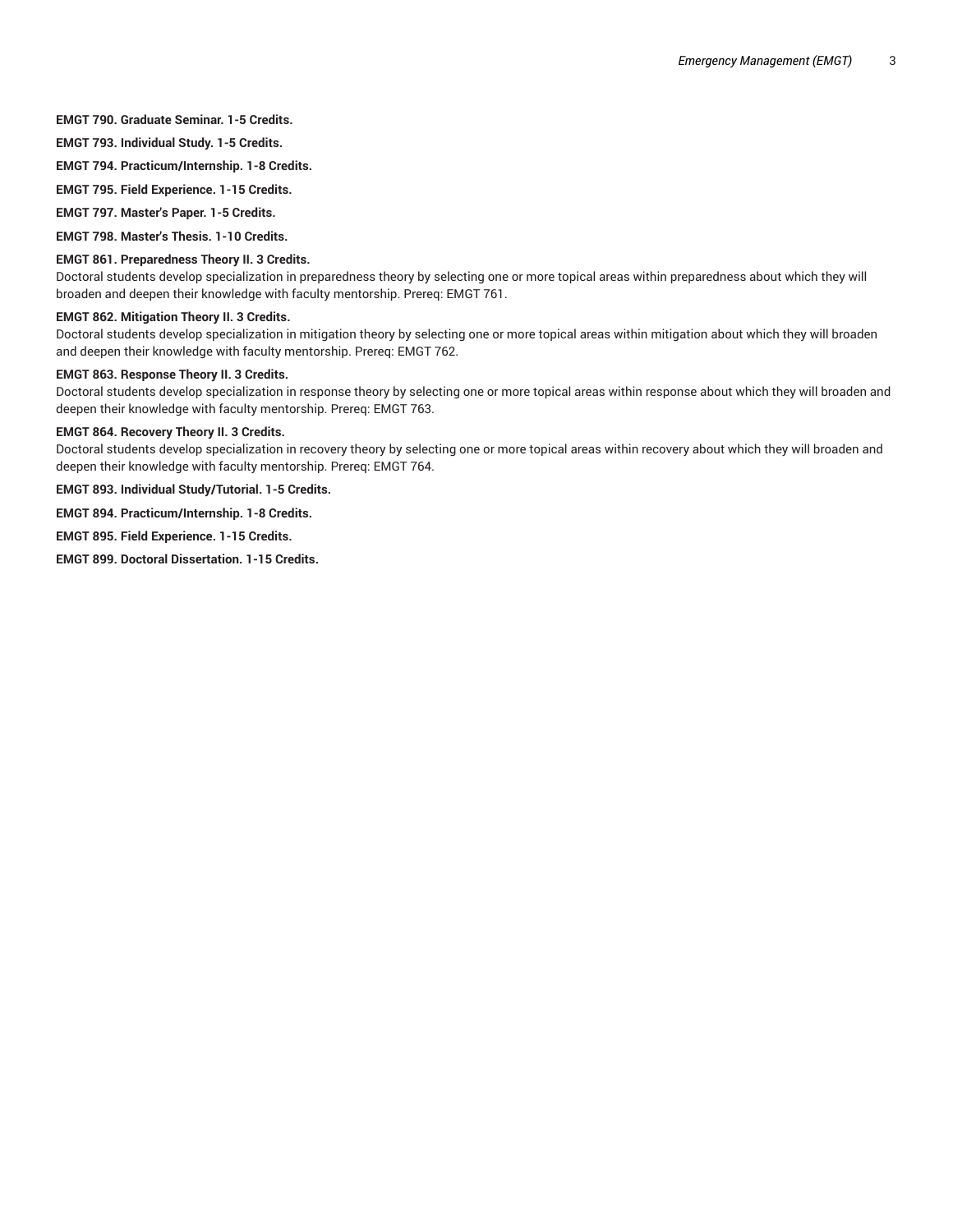**EMGT 790. Graduate Seminar. 1-5 Credits.**

**EMGT 793. Individual Study. 1-5 Credits.**

**EMGT 794. Practicum/Internship. 1-8 Credits.**

**EMGT 795. Field Experience. 1-15 Credits.**

**EMGT 797. Master's Paper. 1-5 Credits.**

**EMGT 798. Master's Thesis. 1-10 Credits.**

**EMGT 861. Preparedness Theory II. 3 Credits.**
Doctoral students develop specialization in preparedness theory by selecting one or more topical areas within preparedness about which they will broaden and deepen their knowledge with faculty mentorship. Prereq: EMGT 761.

**EMGT 862. Mitigation Theory II. 3 Credits.**
Doctoral students develop specialization in mitigation theory by selecting one or more topical areas within mitigation about which they will broaden and deepen their knowledge with faculty mentorship. Prereq: EMGT 762.

**EMGT 863. Response Theory II. 3 Credits.**
Doctoral students develop specialization in response theory by selecting one or more topical areas within response about which they will broaden and deepen their knowledge with faculty mentorship. Prereq: EMGT 763.

**EMGT 864. Recovery Theory II. 3 Credits.**
Doctoral students develop specialization in recovery theory by selecting one or more topical areas within recovery about which they will broaden and deepen their knowledge with faculty mentorship. Prereq: EMGT 764.

**EMGT 893. Individual Study/Tutorial. 1-5 Credits.**

**EMGT 894. Practicum/Internship. 1-8 Credits.**

**EMGT 895. Field Experience. 1-15 Credits.**

**EMGT 899. Doctoral Dissertation. 1-15 Credits.**